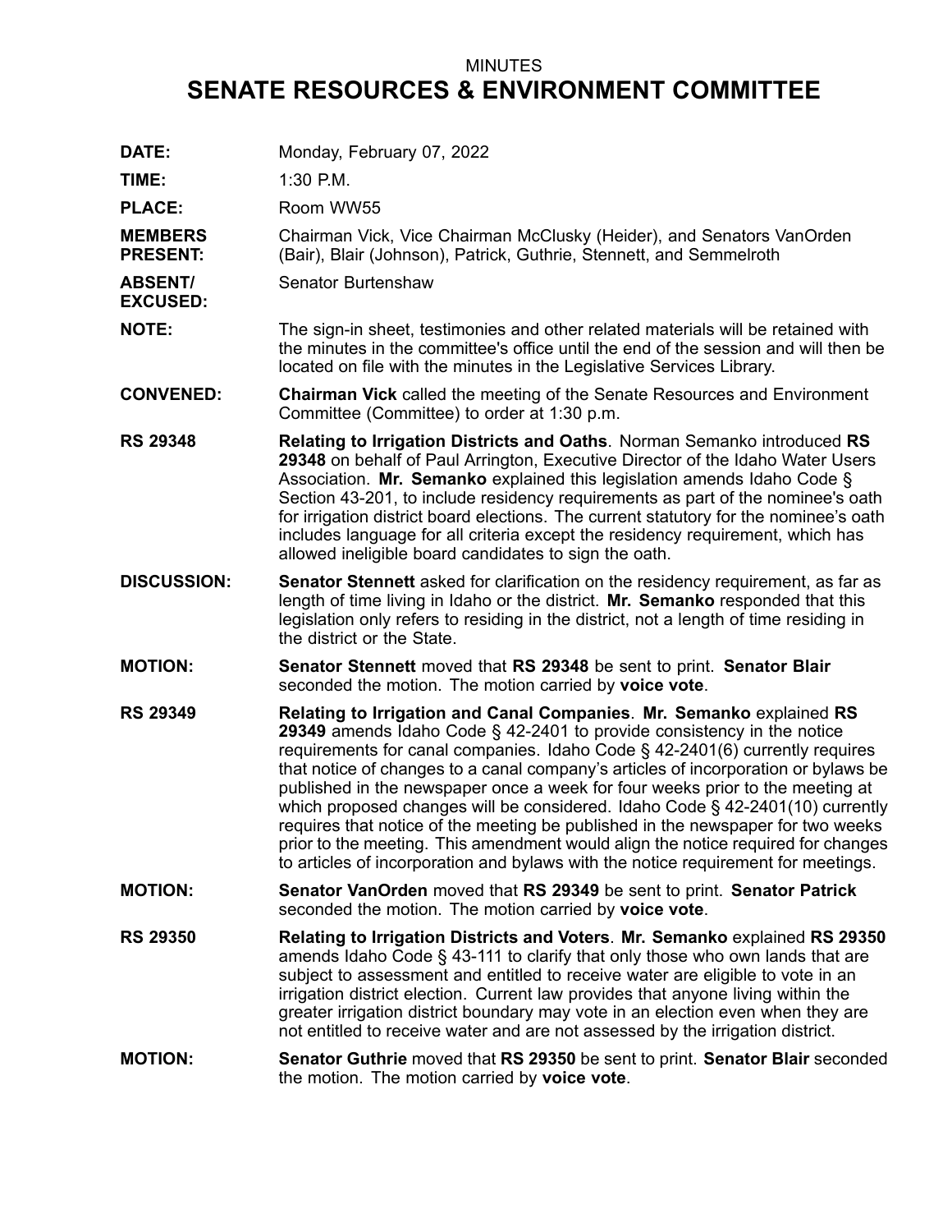MINUTES

# SENATE RESOURCES & ENVIRONMENT COMMITTEE

**DATE:** Monday, February 07, 2022

**TIME:** 1:30 P.M.

**PLACE:** Room WW55

**MEMBERS PRESENT:** Chairman Vick, Vice Chairman McClusky (Heider), and Senators VanOrden (Bair), Blair (Johnson), Patrick, Guthrie, Stennett, and Semmelroth

**ABSENT/ EXCUSED:** Senator Burtenshaw

**NOTE:** The sign-in sheet, testimonies and other related materials will be retained with the minutes in the committee's office until the end of the session and will then be located on file with the minutes in the Legislative Services Library.

**CONVENED:** **Chairman Vick** called the meeting of the Senate Resources and Environment Committee (Committee) to order at 1:30 p.m.

**RS 29348** **Relating to Irrigation Districts and Oaths**. Norman Semanko introduced **RS 29348** on behalf of Paul Arrington, Executive Director of the Idaho Water Users Association. **Mr. Semanko** explained this legislation amends Idaho Code § Section 43-201, to include residency requirements as part of the nominee's oath for irrigation district board elections. The current statutory for the nominee's oath includes language for all criteria except the residency requirement, which has allowed ineligible board candidates to sign the oath.

**DISCUSSION:** **Senator Stennett** asked for clarification on the residency requirement, as far as length of time living in Idaho or the district. **Mr. Semanko** responded that this legislation only refers to residing in the district, not a length of time residing in the district or the State.

**MOTION:** **Senator Stennett** moved that **RS 29348** be sent to print. **Senator Blair** seconded the motion. The motion carried by **voice vote**.

**RS 29349** **Relating to Irrigation and Canal Companies**. **Mr. Semanko** explained **RS 29349** amends Idaho Code § 42-2401 to provide consistency in the notice requirements for canal companies. Idaho Code § 42-2401(6) currently requires that notice of changes to a canal company's articles of incorporation or bylaws be published in the newspaper once a week for four weeks prior to the meeting at which proposed changes will be considered. Idaho Code § 42-2401(10) currently requires that notice of the meeting be published in the newspaper for two weeks prior to the meeting. This amendment would align the notice required for changes to articles of incorporation and bylaws with the notice requirement for meetings.

**MOTION:** **Senator VanOrden** moved that **RS 29349** be sent to print. **Senator Patrick** seconded the motion. The motion carried by **voice vote**.

**RS 29350** **Relating to Irrigation Districts and Voters**. **Mr. Semanko** explained **RS 29350** amends Idaho Code § 43-111 to clarify that only those who own lands that are subject to assessment and entitled to receive water are eligible to vote in an irrigation district election. Current law provides that anyone living within the greater irrigation district boundary may vote in an election even when they are not entitled to receive water and are not assessed by the irrigation district.

**MOTION:** **Senator Guthrie** moved that **RS 29350** be sent to print. **Senator Blair** seconded the motion. The motion carried by **voice vote**.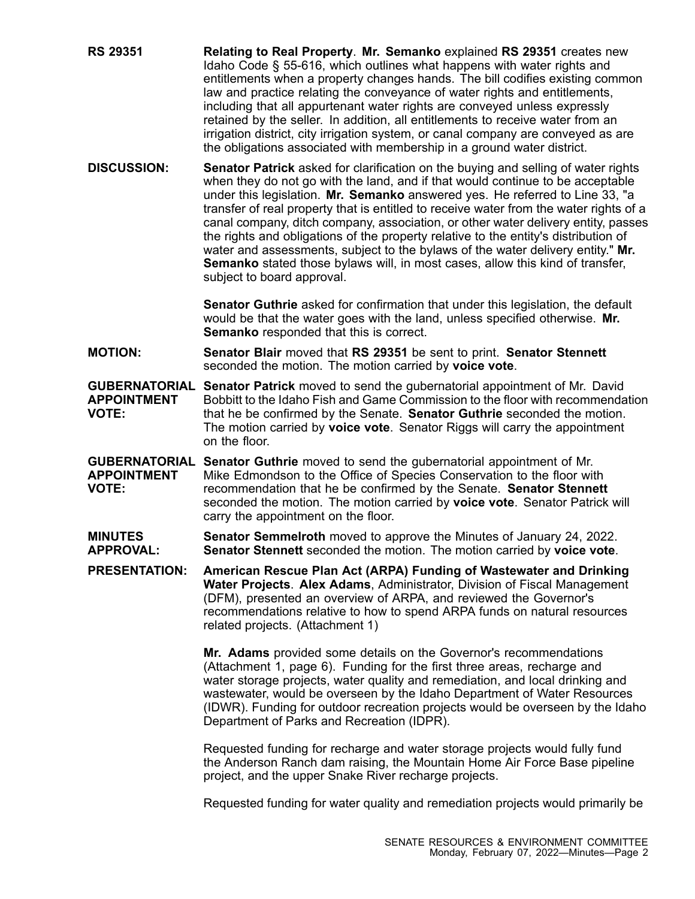**RS 29351** **Relating to Real Property**. **Mr. Semanko** explained **RS 29351** creates new Idaho Code § 55-616, which outlines what happens with water rights and entitlements when a property changes hands. The bill codifies existing common law and practice relating the conveyance of water rights and entitlements, including that all appurtenant water rights are conveyed unless expressly retained by the seller. In addition, all entitlements to receive water from an irrigation district, city irrigation system, or canal company are conveyed as are the obligations associated with membership in a ground water district.

**DISCUSSION:** **Senator Patrick** asked for clarification on the buying and selling of water rights when they do not go with the land, and if that would continue to be acceptable under this legislation. **Mr. Semanko** answered yes. He referred to Line 33, "a transfer of real property that is entitled to receive water from the water rights of a canal company, ditch company, association, or other water delivery entity, passes the rights and obligations of the property relative to the entity's distribution of water and assessments, subject to the bylaws of the water delivery entity." **Mr. Semanko** stated those bylaws will, in most cases, allow this kind of transfer, subject to board approval.

**Senator Guthrie** asked for confirmation that under this legislation, the default would be that the water goes with the land, unless specified otherwise. **Mr. Semanko** responded that this is correct.

**MOTION:** **Senator Blair** moved that **RS 29351** be sent to print. **Senator Stennett** seconded the motion. The motion carried by **voice vote**.

**GUBERNATORIAL APPOINTMENT VOTE:** **Senator Patrick** moved to send the gubernatorial appointment of Mr. David Bobbitt to the Idaho Fish and Game Commission to the floor with recommendation that he be confirmed by the Senate. **Senator Guthrie** seconded the motion. The motion carried by **voice vote**. Senator Riggs will carry the appointment on the floor.

**GUBERNATORIAL APPOINTMENT VOTE:** **Senator Guthrie** moved to send the gubernatorial appointment of Mr. Mike Edmondson to the Office of Species Conservation to the floor with recommendation that he be confirmed by the Senate. **Senator Stennett** seconded the motion. The motion carried by **voice vote**. Senator Patrick will carry the appointment on the floor.

**MINUTES APPROVAL:** **Senator Semmelroth** moved to approve the Minutes of January 24, 2022. **Senator Stennett** seconded the motion. The motion carried by **voice vote**.

**PRESENTATION:** **American Rescue Plan Act (ARPA) Funding of Wastewater and Drinking Water Projects**. **Alex Adams**, Administrator, Division of Fiscal Management (DFM), presented an overview of ARPA, and reviewed the Governor's recommendations relative to how to spend ARPA funds on natural resources related projects. (Attachment 1)

**Mr. Adams** provided some details on the Governor's recommendations (Attachment 1, page 6). Funding for the first three areas, recharge and water storage projects, water quality and remediation, and local drinking and wastewater, would be overseen by the Idaho Department of Water Resources (IDWR). Funding for outdoor recreation projects would be overseen by the Idaho Department of Parks and Recreation (IDPR).

Requested funding for recharge and water storage projects would fully fund the Anderson Ranch dam raising, the Mountain Home Air Force Base pipeline project, and the upper Snake River recharge projects.

Requested funding for water quality and remediation projects would primarily be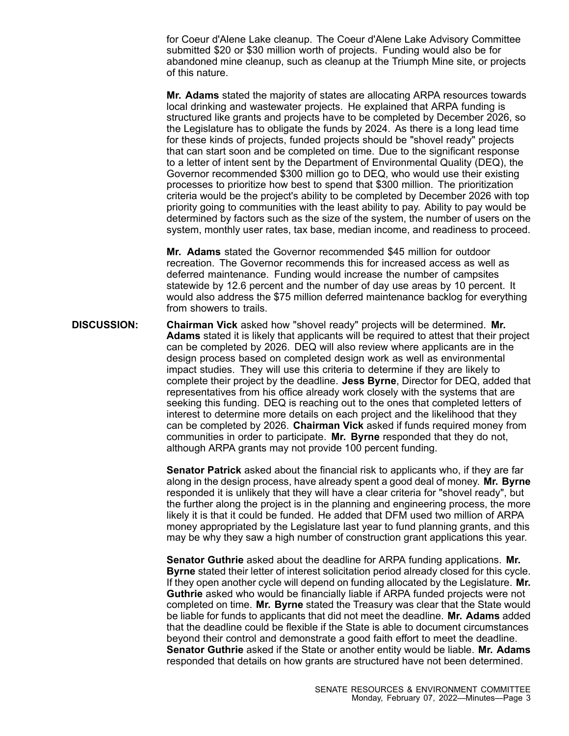for Coeur d'Alene Lake cleanup. The Coeur d'Alene Lake Advisory Committee submitted $20 or $30 million worth of projects. Funding would also be for abandoned mine cleanup, such as cleanup at the Triumph Mine site, or projects of this nature.

**Mr. Adams** stated the majority of states are allocating ARPA resources towards local drinking and wastewater projects. He explained that ARPA funding is structured like grants and projects have to be completed by December 2026, so the Legislature has to obligate the funds by 2024. As there is a long lead time for these kinds of projects, funded projects should be "shovel ready" projects that can start soon and be completed on time. Due to the significant response to a letter of intent sent by the Department of Environmental Quality (DEQ), the Governor recommended $300 million go to DEQ, who would use their existing processes to prioritize how best to spend that $300 million. The prioritization criteria would be the project's ability to be completed by December 2026 with top priority going to communities with the least ability to pay. Ability to pay would be determined by factors such as the size of the system, the number of users on the system, monthly user rates, tax base, median income, and readiness to proceed.

**Mr. Adams** stated the Governor recommended $45 million for outdoor recreation. The Governor recommends this for increased access as well as deferred maintenance. Funding would increase the number of campsites statewide by 12.6 percent and the number of day use areas by 10 percent. It would also address the $75 million deferred maintenance backlog for everything from showers to trails.

**DISCUSSION:** **Chairman Vick** asked how "shovel ready" projects will be determined. **Mr. Adams** stated it is likely that applicants will be required to attest that their project can be completed by 2026. DEQ will also review where applicants are in the design process based on completed design work as well as environmental impact studies. They will use this criteria to determine if they are likely to complete their project by the deadline. **Jess Byrne**, Director for DEQ, added that representatives from his office already work closely with the systems that are seeking this funding. DEQ is reaching out to the ones that completed letters of interest to determine more details on each project and the likelihood that they can be completed by 2026. **Chairman Vick** asked if funds required money from communities in order to participate. **Mr. Byrne** responded that they do not, although ARPA grants may not provide 100 percent funding.

**Senator Patrick** asked about the financial risk to applicants who, if they are far along in the design process, have already spent a good deal of money. **Mr. Byrne** responded it is unlikely that they will have a clear criteria for "shovel ready", but the further along the project is in the planning and engineering process, the more likely it is that it could be funded. He added that DFM used two million of ARPA money appropriated by the Legislature last year to fund planning grants, and this may be why they saw a high number of construction grant applications this year.

**Senator Guthrie** asked about the deadline for ARPA funding applications. **Mr. Byrne** stated their letter of interest solicitation period already closed for this cycle. If they open another cycle will depend on funding allocated by the Legislature. **Mr. Guthrie** asked who would be financially liable if ARPA funded projects were not completed on time. **Mr. Byrne** stated the Treasury was clear that the State would be liable for funds to applicants that did not meet the deadline. **Mr. Adams** added that the deadline could be flexible if the State is able to document circumstances beyond their control and demonstrate a good faith effort to meet the deadline. **Senator Guthrie** asked if the State or another entity would be liable. **Mr. Adams** responded that details on how grants are structured have not been determined.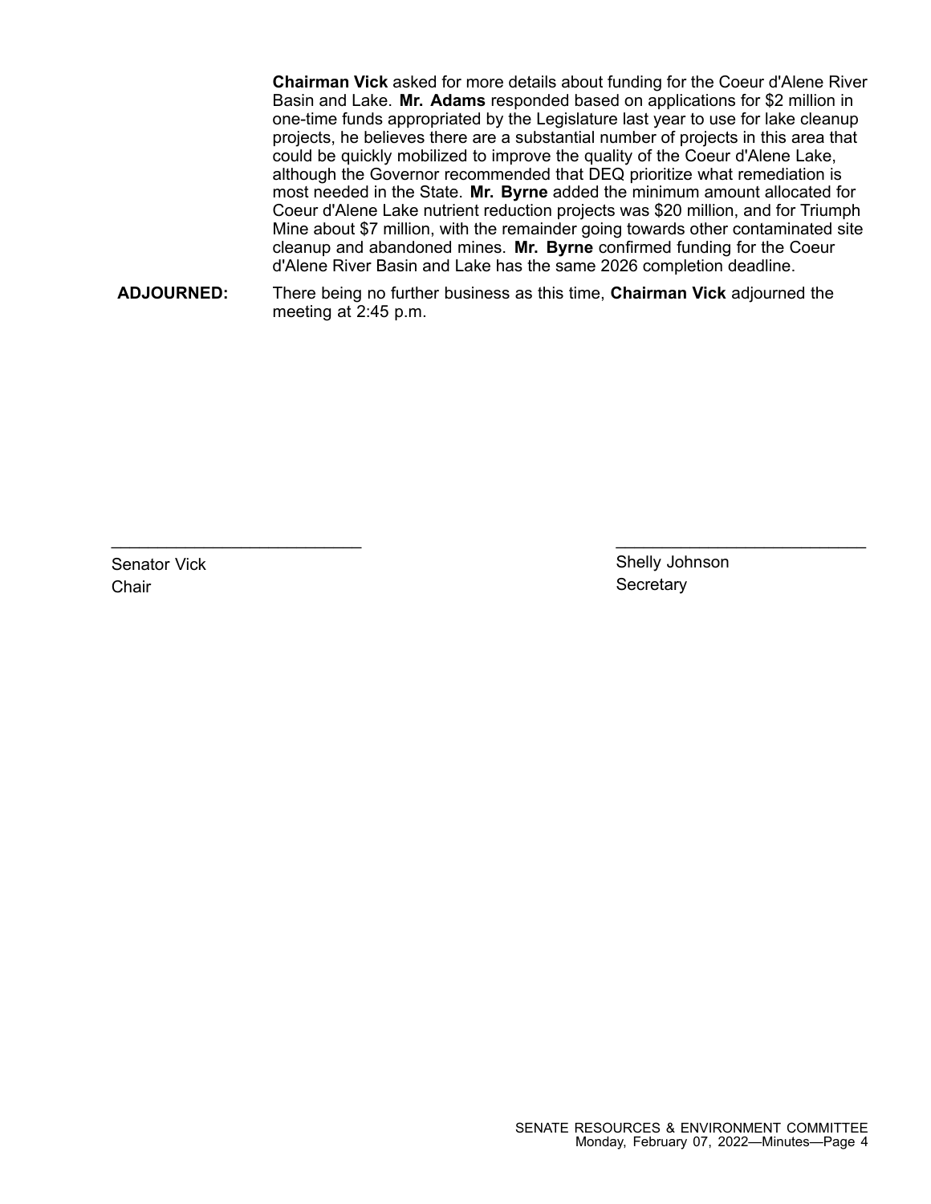**Chairman Vick** asked for more details about funding for the Coeur d'Alene River Basin and Lake. **Mr. Adams** responded based on applications for $2 million in one-time funds appropriated by the Legislature last year to use for lake cleanup projects, he believes there are a substantial number of projects in this area that could be quickly mobilized to improve the quality of the Coeur d'Alene Lake, although the Governor recommended that DEQ prioritize what remediation is most needed in the State. **Mr. Byrne** added the minimum amount allocated for Coeur d'Alene Lake nutrient reduction projects was $20 million, and for Triumph Mine about $7 million, with the remainder going towards other contaminated site cleanup and abandoned mines. **Mr. Byrne** confirmed funding for the Coeur d'Alene River Basin and Lake has the same 2026 completion deadline.

**ADJOURNED:** There being no further business as this time, **Chairman Vick** adjourned the meeting at 2:45 p.m.

___________________________
Senator Vick
Chair

___________________________
Shelly Johnson
Secretary